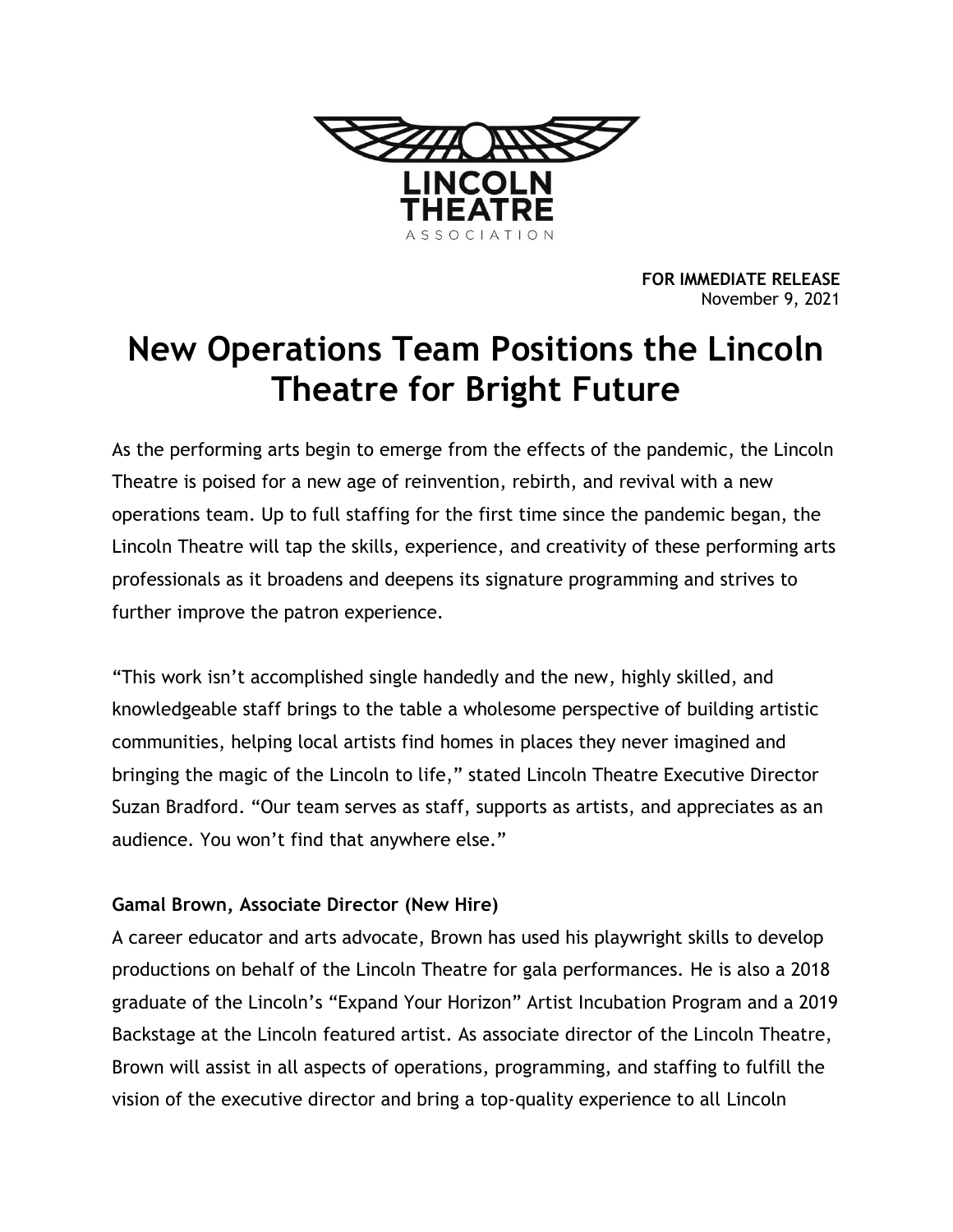LINCOLN THEATRE
ASSOCIATION

**FOR IMMEDIATE RELEASE**
November 9, 2021

# New Operations Team Positions the Lincoln Theatre for Bright Future

As the performing arts begin to emerge from the effects of the pandemic, the Lincoln Theatre is poised for a new age of reinvention, rebirth, and revival with a new operations team. Up to full staffing for the first time since the pandemic began, the Lincoln Theatre will tap the skills, experience, and creativity of these performing arts professionals as it broadens and deepens its signature programming and strives to further improve the patron experience.

"This work isn't accomplished single handedly and the new, highly skilled, and knowledgeable staff brings to the table a wholesome perspective of building artistic communities, helping local artists find homes in places they never imagined and bringing the magic of the Lincoln to life," stated Lincoln Theatre Executive Director Suzan Bradford. "Our team serves as staff, supports as artists, and appreciates as an audience. You won't find that anywhere else."

**Gamal Brown, Associate Director (New Hire)**
A career educator and arts advocate, Brown has used his playwright skills to develop productions on behalf of the Lincoln Theatre for gala performances. He is also a 2018 graduate of the Lincoln's "Expand Your Horizon" Artist Incubation Program and a 2019 Backstage at the Lincoln featured artist. As associate director of the Lincoln Theatre, Brown will assist in all aspects of operations, programming, and staffing to fulfill the vision of the executive director and bring a top-quality experience to all Lincoln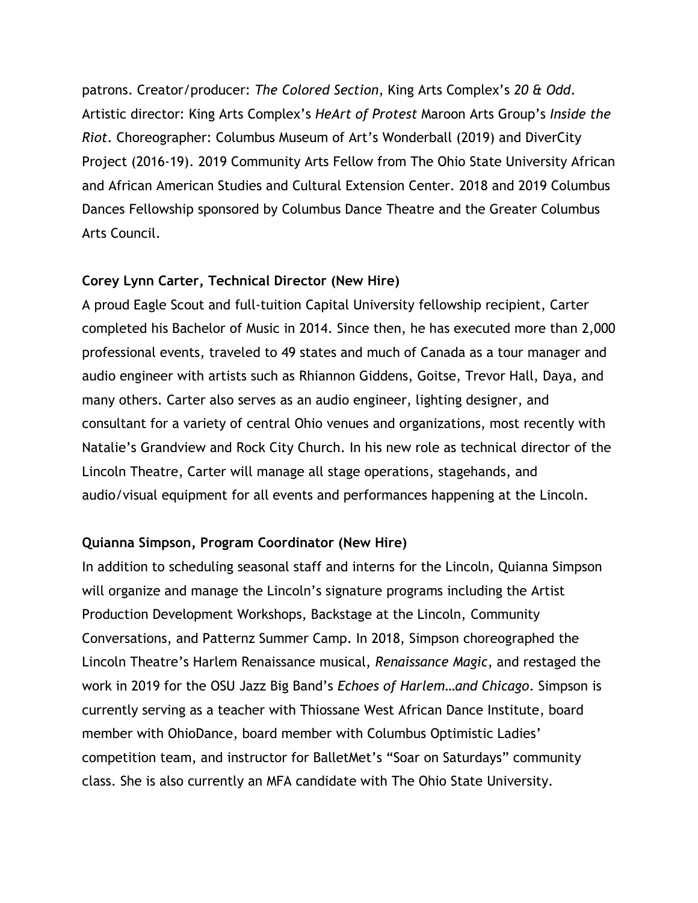patrons. Creator/producer: *The Colored Section*, King Arts Complex's *20 & Odd*. Artistic director: King Arts Complex's *HeArt of Protest* Maroon Arts Group's *Inside the Riot*. Choreographer: Columbus Museum of Art's Wonderball (2019) and DiverCity Project (2016-19). 2019 Community Arts Fellow from The Ohio State University African and African American Studies and Cultural Extension Center. 2018 and 2019 Columbus Dances Fellowship sponsored by Columbus Dance Theatre and the Greater Columbus Arts Council.

**Corey Lynn Carter, Technical Director (New Hire)**
A proud Eagle Scout and full-tuition Capital University fellowship recipient, Carter completed his Bachelor of Music in 2014. Since then, he has executed more than 2,000 professional events, traveled to 49 states and much of Canada as a tour manager and audio engineer with artists such as Rhiannon Giddens, Goitse, Trevor Hall, Daya, and many others. Carter also serves as an audio engineer, lighting designer, and consultant for a variety of central Ohio venues and organizations, most recently with Natalie's Grandview and Rock City Church. In his new role as technical director of the Lincoln Theatre, Carter will manage all stage operations, stagehands, and audio/visual equipment for all events and performances happening at the Lincoln.

**Quianna Simpson, Program Coordinator (New Hire)**
In addition to scheduling seasonal staff and interns for the Lincoln, Quianna Simpson will organize and manage the Lincoln's signature programs including the Artist Production Development Workshops, Backstage at the Lincoln, Community Conversations, and Patternz Summer Camp. In 2018, Simpson choreographed the Lincoln Theatre's Harlem Renaissance musical, *Renaissance Magic*, and restaged the work in 2019 for the OSU Jazz Big Band's *Echoes of Harlem…and Chicago*. Simpson is currently serving as a teacher with Thiossane West African Dance Institute, board member with OhioDance, board member with Columbus Optimistic Ladies' competition team, and instructor for BalletMet's "Soar on Saturdays" community class. She is also currently an MFA candidate with The Ohio State University.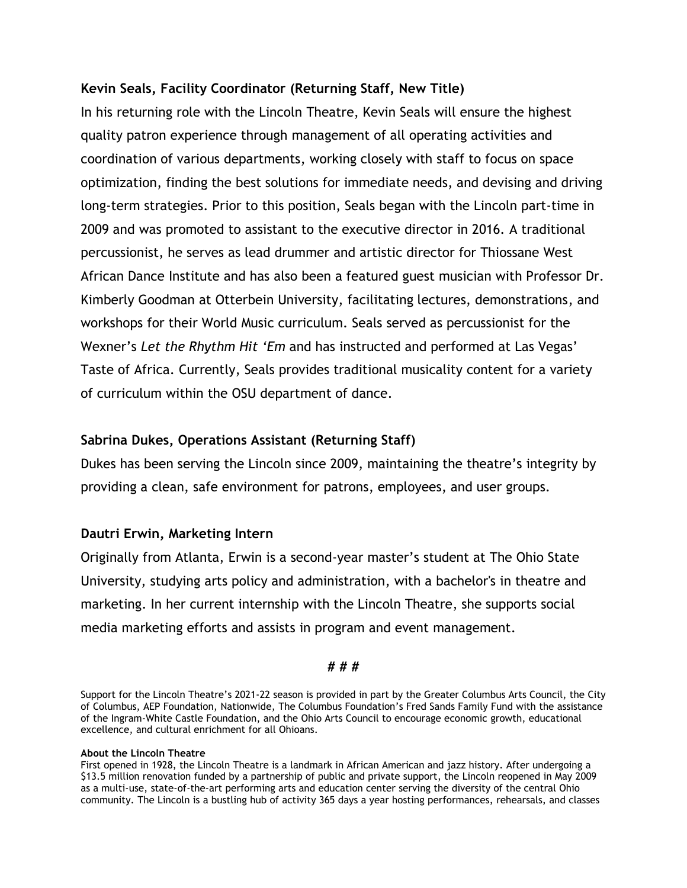**Kevin Seals, Facility Coordinator (Returning Staff, New Title)**

In his returning role with the Lincoln Theatre, Kevin Seals will ensure the highest quality patron experience through management of all operating activities and coordination of various departments, working closely with staff to focus on space optimization, finding the best solutions for immediate needs, and devising and driving long-term strategies. Prior to this position, Seals began with the Lincoln part-time in 2009 and was promoted to assistant to the executive director in 2016. A traditional percussionist, he serves as lead drummer and artistic director for Thiossane West African Dance Institute and has also been a featured guest musician with Professor Dr. Kimberly Goodman at Otterbein University, facilitating lectures, demonstrations, and workshops for their World Music curriculum. Seals served as percussionist for the Wexner's *Let the Rhythm Hit 'Em* and has instructed and performed at Las Vegas' Taste of Africa. Currently, Seals provides traditional musicality content for a variety of curriculum within the OSU department of dance.

**Sabrina Dukes, Operations Assistant (Returning Staff)**

Dukes has been serving the Lincoln since 2009, maintaining the theatre's integrity by providing a clean, safe environment for patrons, employees, and user groups.

**Dautri Erwin, Marketing Intern**

Originally from Atlanta, Erwin is a second-year master's student at The Ohio State University, studying arts policy and administration, with a bachelor's in theatre and marketing. In her current internship with the Lincoln Theatre, she supports social media marketing efforts and assists in program and event management.

*# # #*

Support for the Lincoln Theatre's 2021-22 season is provided in part by the Greater Columbus Arts Council, the City of Columbus, AEP Foundation, Nationwide, The Columbus Foundation's Fred Sands Family Fund with the assistance of the Ingram-White Castle Foundation, and the Ohio Arts Council to encourage economic growth, educational excellence, and cultural enrichment for all Ohioans.

**About the Lincoln Theatre**

First opened in 1928, the Lincoln Theatre is a landmark in African American and jazz history. After undergoing a $13.5 million renovation funded by a partnership of public and private support, the Lincoln reopened in May 2009 as a multi-use, state-of-the-art performing arts and education center serving the diversity of the central Ohio community. The Lincoln is a bustling hub of activity 365 days a year hosting performances, rehearsals, and classes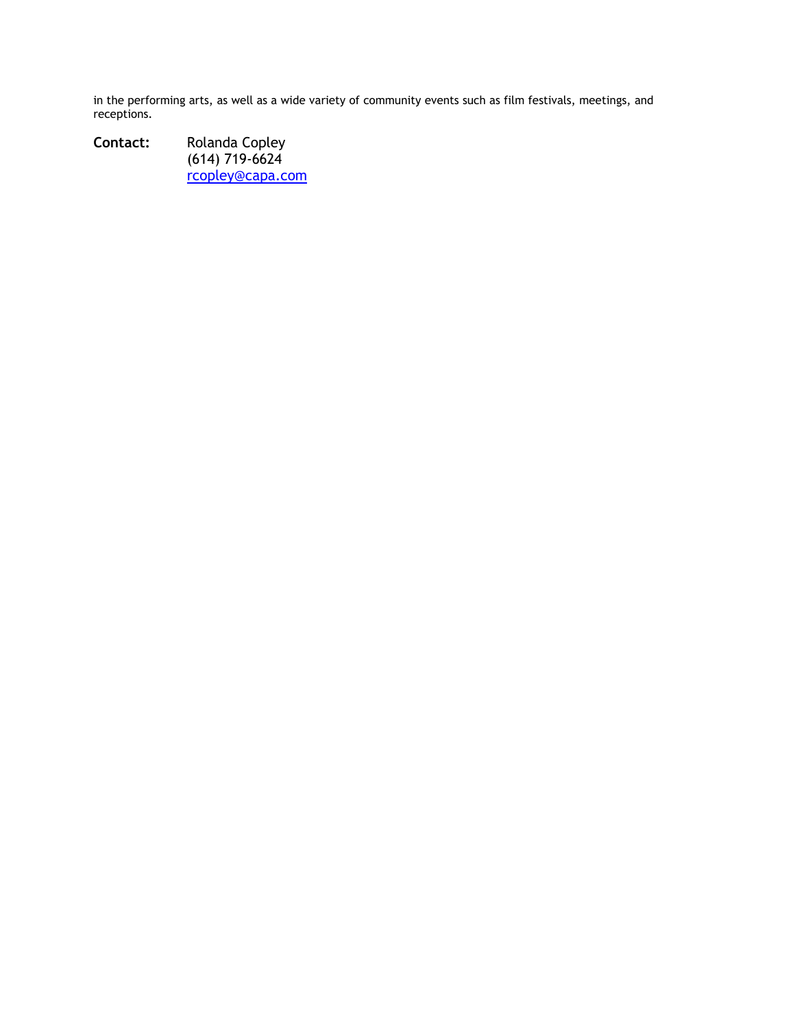in the performing arts, as well as a wide variety of community events such as film festivals, meetings, and receptions.

**Contact:** Rolanda Copley
(614) 719-6624
rcopley@capa.com